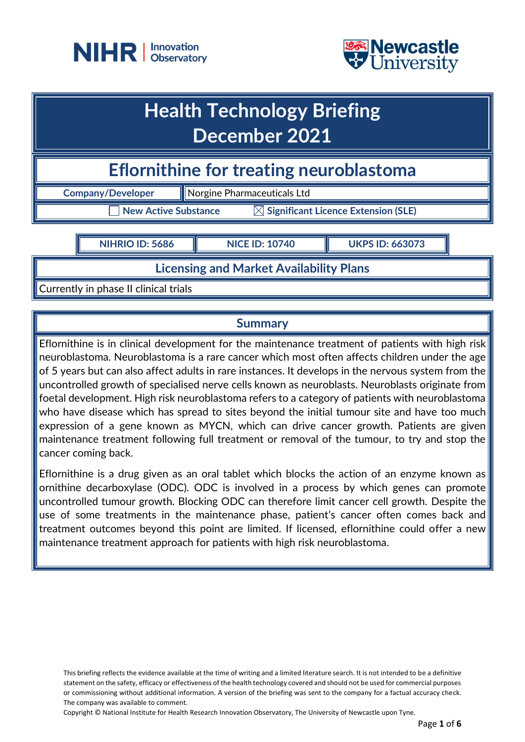# Health Technology Briefing
# December 2021

## Eflornithine for treating neuroblastoma

| Company/Developer | Norgine Pharmaceuticals Ltd |
|---|---|

☐ New Active Substance ☒ Significant Licence Extension (SLE)

| NIHRIO ID: 5686 | NICE ID: 10740 | UKPS ID: 663073 |
|---|---|---|

### Licensing and Market Availability Plans

Currently in phase II clinical trials

### Summary

Eflornithine is in clinical development for the maintenance treatment of patients with high risk neuroblastoma. Neuroblastoma is a rare cancer which most often affects children under the age of 5 years but can also affect adults in rare instances. It develops in the nervous system from the uncontrolled growth of specialised nerve cells known as neuroblasts. Neuroblasts originate from foetal development. High risk neuroblastoma refers to a category of patients with neuroblastoma who have disease which has spread to sites beyond the initial tumour site and have too much expression of a gene known as MYCN, which can drive cancer growth. Patients are given maintenance treatment following full treatment or removal of the tumour, to try and stop the cancer coming back.

Eflornithine is a drug given as an oral tablet which blocks the action of an enzyme known as ornithine decarboxylase (ODC). ODC is involved in a process by which genes can promote uncontrolled tumour growth. Blocking ODC can therefore limit cancer cell growth. Despite the use of some treatments in the maintenance phase, patient's cancer often comes back and treatment outcomes beyond this point are limited. If licensed, eflornithine could offer a new maintenance treatment approach for patients with high risk neuroblastoma.

This briefing reflects the evidence available at the time of writing and a limited literature search. It is not intended to be a definitive statement on the safety, efficacy or effectiveness of the health technology covered and should not be used for commercial purposes or commissioning without additional information. A version of the briefing was sent to the company for a factual accuracy check. The company was available to comment.

Copyright © National Institute for Health Research Innovation Observatory, The University of Newcastle upon Tyne.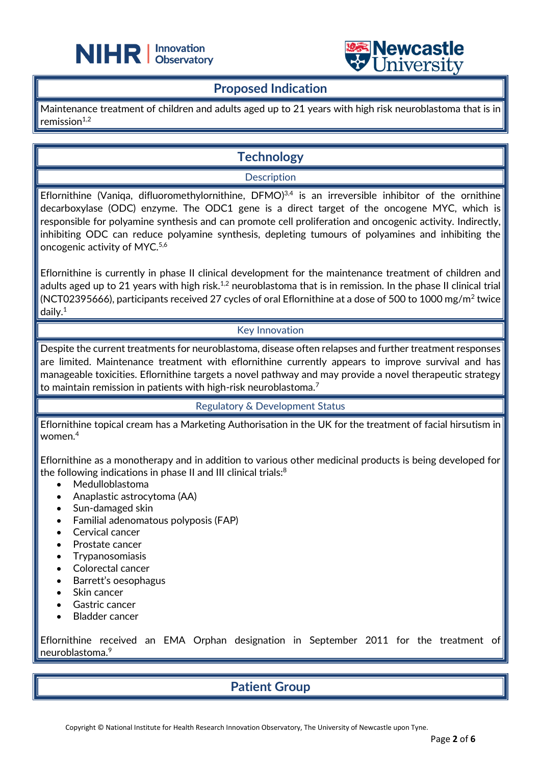## Proposed Indication

Maintenance treatment of children and adults aged up to 21 years with high risk neuroblastoma that is in remission[1,2]

## Technology

### Description

Eflornithine (Vaniqa, difluoromethylornithine, DFMO)[3,4] is an irreversible inhibitor of the ornithine decarboxylase (ODC) enzyme. The ODC1 gene is a direct target of the oncogene MYC, which is responsible for polyamine synthesis and can promote cell proliferation and oncogenic activity. Indirectly, inhibiting ODC can reduce polyamine synthesis, depleting tumours of polyamines and inhibiting the oncogenic activity of MYC.[5,6]

Eflornithine is currently in phase II clinical development for the maintenance treatment of children and adults aged up to 21 years with high risk.[1,2] neuroblastoma that is in remission. In the phase II clinical trial (NCT02395666), participants received 27 cycles of oral Eflornithine at a dose of 500 to 1000 mg/m$^2$ twice daily.[1]

### Key Innovation

Despite the current treatments for neuroblastoma, disease often relapses and further treatment responses are limited. Maintenance treatment with eflornithine currently appears to improve survival and has manageable toxicities. Eflornithine targets a novel pathway and may provide a novel therapeutic strategy to maintain remission in patients with high-risk neuroblastoma.[7]

### Regulatory & Development Status

Eflornithine topical cream has a Marketing Authorisation in the UK for the treatment of facial hirsutism in women.[4]

Eflornithine as a monotherapy and in addition to various other medicinal products is being developed for the following indications in phase II and III clinical trials:[8]

- Medulloblastoma
- Anaplastic astrocytoma (AA)
- Sun-damaged skin
- Familial adenomatous polyposis (FAP)
- Cervical cancer
- Prostate cancer
- Trypanosomiasis
- Colorectal cancer
- Barrett's oesophagus
- Skin cancer
- Gastric cancer
- Bladder cancer

Eflornithine received an EMA Orphan designation in September 2011 for the treatment of neuroblastoma.[9]

## Patient Group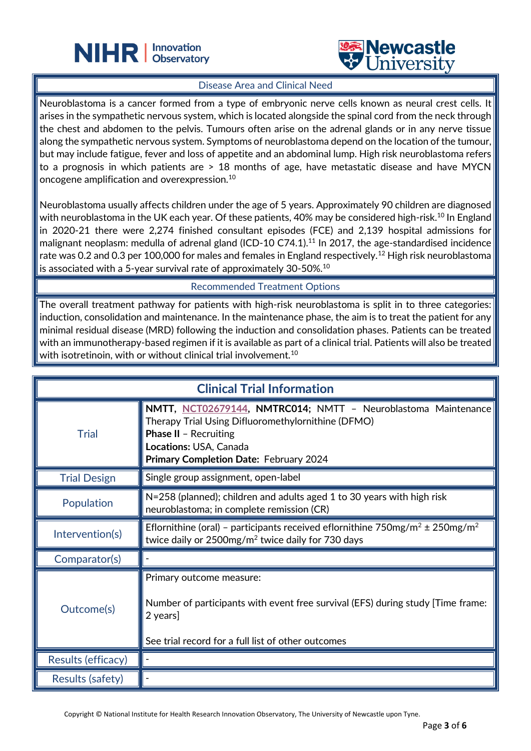## Disease Area and Clinical Need

Neuroblastoma is a cancer formed from a type of embryonic nerve cells known as neural crest cells. It arises in the sympathetic nervous system, which is located alongside the spinal cord from the neck through the chest and abdomen to the pelvis. Tumours often arise on the adrenal glands or in any nerve tissue along the sympathetic nervous system. Symptoms of neuroblastoma depend on the location of the tumour, but may include fatigue, fever and loss of appetite and an abdominal lump. High risk neuroblastoma refers to a prognosis in which patients are > 18 months of age, have metastatic disease and have MYCN oncogene amplification and overexpression.[10]

Neuroblastoma usually affects children under the age of 5 years. Approximately 90 children are diagnosed with neuroblastoma in the UK each year. Of these patients, 40% may be considered high-risk.[10] In England in 2020-21 there were 2,274 finished consultant episodes (FCE) and 2,139 hospital admissions for malignant neoplasm: medulla of adrenal gland (ICD-10 C74.1).[11] In 2017, the age-standardised incidence rate was 0.2 and 0.3 per 100,000 for males and females in England respectively.[12] High risk neuroblastoma is associated with a 5-year survival rate of approximately 30-50%.[10]

## Recommended Treatment Options

The overall treatment pathway for patients with high-risk neuroblastoma is split in to three categories: induction, consolidation and maintenance. In the maintenance phase, the aim is to treat the patient for any minimal residual disease (MRD) following the induction and consolidation phases. Patients can be treated with an immunotherapy-based regimen if it is available as part of a clinical trial. Patients will also be treated with isotretinoin, with or without clinical trial involvement.[10]

## Clinical Trial Information

| | |
|---|---|
| Trial | **NMTT**, NCT02679144, **NMTRC014;** NMTT – Neuroblastoma Maintenance Therapy Trial Using Difluoromethylornithine (DFMO)<br>**Phase II** – Recruiting<br>**Locations:** USA, Canada<br>**Primary Completion Date:** February 2024 |
| Trial Design | Single group assignment, open-label |
| Population | N=258 (planned); children and adults aged 1 to 30 years with high risk neuroblastoma; in complete remission (CR) |
| Intervention(s) | Eflornithine (oral) – participants received eflornithine 750mg/m$^2$ ± 250mg/m$^2$ twice daily or 2500mg/m$^2$ twice daily for 730 days |
| Comparator(s) | - |
| Outcome(s) | Primary outcome measure:<br><br>Number of participants with event free survival (EFS) during study [Time frame: 2 years]<br><br>See trial record for a full list of other outcomes |
| Results (efficacy) | - |
| Results (safety) | - |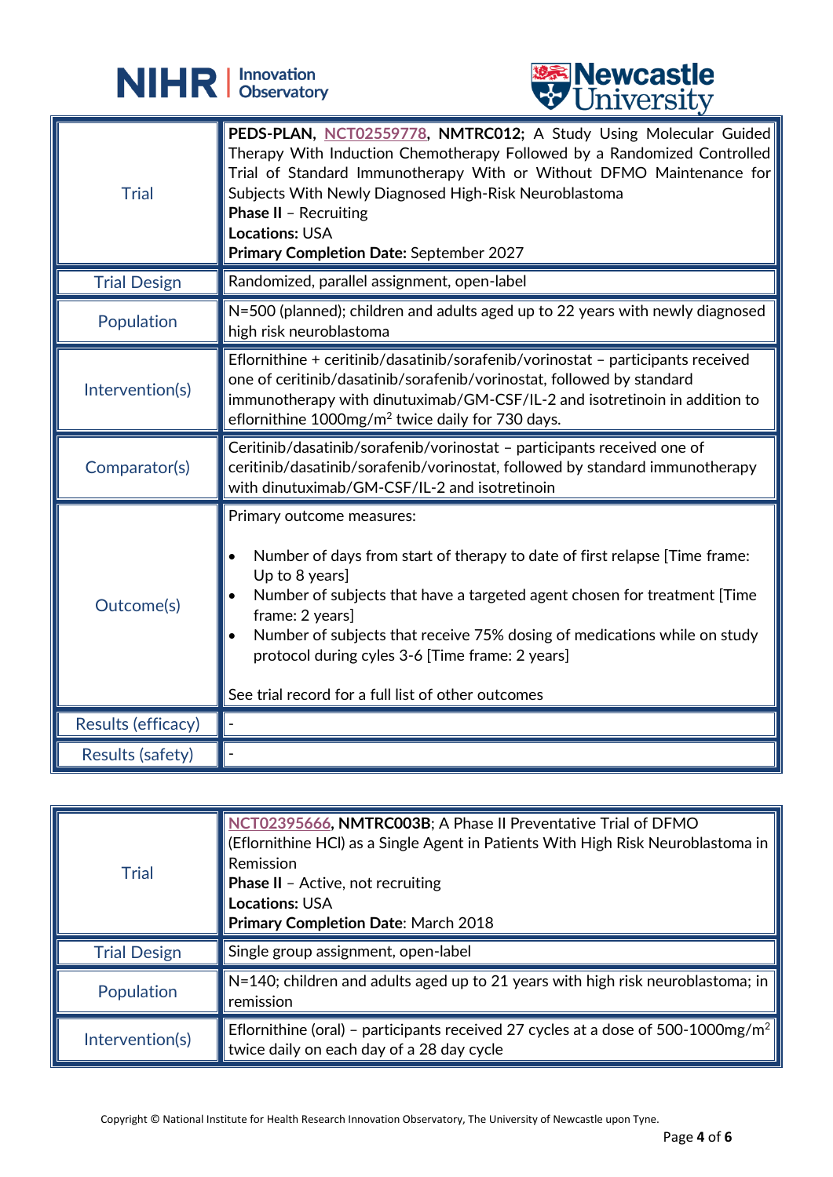| | |
|---|---|
| Trial | **PEDS-PLAN, NCT02559778, NMTRC012;** A Study Using Molecular Guided Therapy With Induction Chemotherapy Followed by a Randomized Controlled Trial of Standard Immunotherapy With or Without DFMO Maintenance for Subjects With Newly Diagnosed High-Risk Neuroblastoma<br>**Phase II** – Recruiting<br>**Locations:** USA<br>**Primary Completion Date:** September 2027 |
| Trial Design | Randomized, parallel assignment, open-label |
| Population | N=500 (planned); children and adults aged up to 22 years with newly diagnosed high risk neuroblastoma |
| Intervention(s) | Eflornithine + ceritinib/dasatinib/sorafenib/vorinostat – participants received one of ceritinib/dasatinib/sorafenib/vorinostat, followed by standard immunotherapy with dinutuximab/GM-CSF/IL-2 and isotretinoin in addition to eflornithine 1000mg/m$^2$ twice daily for 730 days. |
| Comparator(s) | Ceritinib/dasatinib/sorafenib/vorinostat – participants received one of ceritinib/dasatinib/sorafenib/vorinostat, followed by standard immunotherapy with dinutuximab/GM-CSF/IL-2 and isotretinoin |
| Outcome(s) | Primary outcome measures:<br>• Number of days from start of therapy to date of first relapse [Time frame: Up to 8 years]<br>• Number of subjects that have a targeted agent chosen for treatment [Time frame: 2 years]<br>• Number of subjects that receive 75% dosing of medications while on study protocol during cyles 3-6 [Time frame: 2 years]<br><br>See trial record for a full list of other outcomes |
| Results (efficacy) | - |
| Results (safety) | - |

| | |
|---|---|
| Trial | **NCT02395666, NMTRC003B**; A Phase II Preventative Trial of DFMO (Eflornithine HCl) as a Single Agent in Patients With High Risk Neuroblastoma in Remission<br>**Phase II** – Active, not recruiting<br>**Locations:** USA<br>**Primary Completion Date**: March 2018 |
| Trial Design | Single group assignment, open-label |
| Population | N=140; children and adults aged up to 21 years with high risk neuroblastoma; in remission |
| Intervention(s) | Eflornithine (oral) – participants received 27 cycles at a dose of 500-1000mg/m$^2$ twice daily on each day of a 28 day cycle |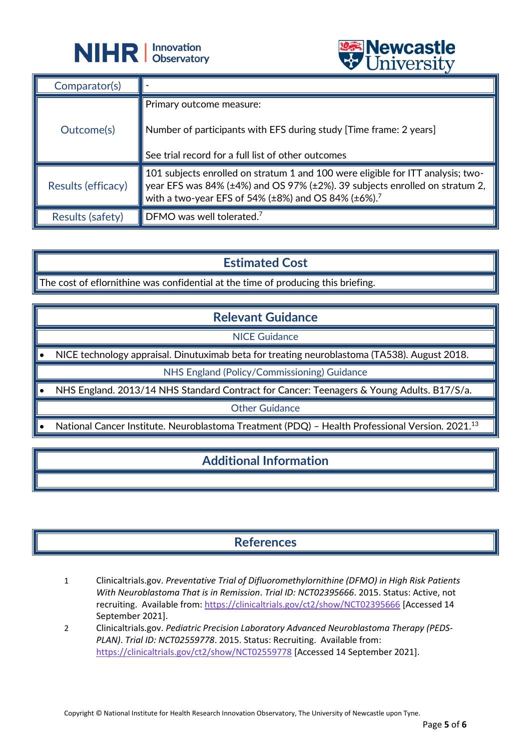| Comparator(s) | - |
|---|---|
| Outcome(s) | Primary outcome measure:<br><br>Number of participants with EFS during study [Time frame: 2 years]<br><br>See trial record for a full list of other outcomes |
| Results (efficacy) | 101 subjects enrolled on stratum 1 and 100 were eligible for ITT analysis; two-year EFS was 84% (±4%) and OS 97% (±2%). 39 subjects enrolled on stratum 2, with a two-year EFS of 54% (±8%) and OS 84% (±6%).[7] |
| Results (safety) | DFMO was well tolerated.[7] |

## Estimated Cost

The cost of eflornithine was confidential at the time of producing this briefing.

## Relevant Guidance

### NICE Guidance

- NICE technology appraisal. Dinutuximab beta for treating neuroblastoma (TA538). August 2018.

### NHS England (Policy/Commissioning) Guidance

- NHS England. 2013/14 NHS Standard Contract for Cancer: Teenagers & Young Adults. B17/S/a.

### Other Guidance

- National Cancer Institute. Neuroblastoma Treatment (PDQ) – Health Professional Version. 2021.[13]

## Additional Information

## References

1. Clinicaltrials.gov. *Preventative Trial of Difluoromethylornithine (DFMO) in High Risk Patients With Neuroblastoma That is in Remission*. *Trial ID: NCT02395666*. 2015. Status: Active, not recruiting. Available from: https://clinicaltrials.gov/ct2/show/NCT02395666 [Accessed 14 September 2021].
2. Clinicaltrials.gov. *Pediatric Precision Laboratory Advanced Neuroblastoma Therapy (PEDS-PLAN)*. *Trial ID: NCT02559778*. 2015. Status: Recruiting. Available from: https://clinicaltrials.gov/ct2/show/NCT02559778 [Accessed 14 September 2021].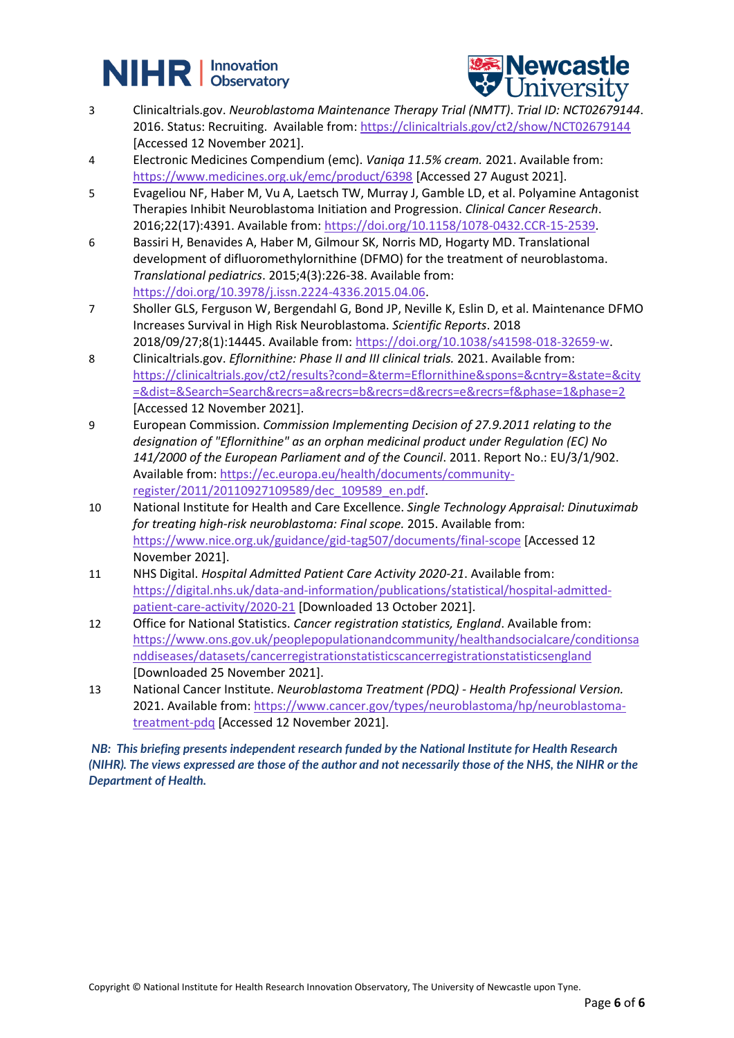3. Clinicaltrials.gov. *Neuroblastoma Maintenance Therapy Trial (NMTT). Trial ID: NCT02679144*. 2016. Status: Recruiting. Available from: https://clinicaltrials.gov/ct2/show/NCT02679144 [Accessed 12 November 2021].
4. Electronic Medicines Compendium (emc). *Vaniqa 11.5% cream.* 2021. Available from: https://www.medicines.org.uk/emc/product/6398 [Accessed 27 August 2021].
5. Evageliou NF, Haber M, Vu A, Laetsch TW, Murray J, Gamble LD, et al. Polyamine Antagonist Therapies Inhibit Neuroblastoma Initiation and Progression. *Clinical Cancer Research*. 2016;22(17):4391. Available from: https://doi.org/10.1158/1078-0432.CCR-15-2539.
6. Bassiri H, Benavides A, Haber M, Gilmour SK, Norris MD, Hogarty MD. Translational development of difluoromethylornithine (DFMO) for the treatment of neuroblastoma. *Translational pediatrics*. 2015;4(3):226-38. Available from: https://doi.org/10.3978/j.issn.2224-4336.2015.04.06.
7. Sholler GLS, Ferguson W, Bergendahl G, Bond JP, Neville K, Eslin D, et al. Maintenance DFMO Increases Survival in High Risk Neuroblastoma. *Scientific Reports*. 2018 2018/09/27;8(1):14445. Available from: https://doi.org/10.1038/s41598-018-32659-w.
8. Clinicaltrials.gov. *Eflornithine: Phase II and III clinical trials.* 2021. Available from: https://clinicaltrials.gov/ct2/results?cond=&term=Eflornithine&spons=&cntry=&state=&city=&dist=&Search=Search&recrs=a&recrs=b&recrs=d&recrs=e&recrs=f&phase=1&phase=2 [Accessed 12 November 2021].
9. European Commission. *Commission Implementing Decision of 27.9.2011 relating to the designation of "Eflornithine" as an orphan medicinal product under Regulation (EC) No 141/2000 of the European Parliament and of the Council*. 2011. Report No.: EU/3/1/902. Available from: https://ec.europa.eu/health/documents/community-register/2011/20110927109589/dec_109589_en.pdf.
10. National Institute for Health and Care Excellence. *Single Technology Appraisal: Dinutuximab for treating high-risk neuroblastoma: Final scope.* 2015. Available from: https://www.nice.org.uk/guidance/gid-tag507/documents/final-scope [Accessed 12 November 2021].
11. NHS Digital. *Hospital Admitted Patient Care Activity 2020-21*. Available from: https://digital.nhs.uk/data-and-information/publications/statistical/hospital-admitted-patient-care-activity/2020-21 [Downloaded 13 October 2021].
12. Office for National Statistics. *Cancer registration statistics, England*. Available from: https://www.ons.gov.uk/peoplepopulationandcommunity/healthandsocialcare/conditionsanddiseases/datasets/cancerregistrationstatisticscancerregistrationstatisticsengland [Downloaded 25 November 2021].
13. National Cancer Institute. *Neuroblastoma Treatment (PDQ) - Health Professional Version.* 2021. Available from: https://www.cancer.gov/types/neuroblastoma/hp/neuroblastoma-treatment-pdq [Accessed 12 November 2021].

***NB: This briefing presents independent research funded by the National Institute for Health Research (NIHR). The views expressed are those of the author and not necessarily those of the NHS, the NIHR or the Department of Health.***

Copyright © National Institute for Health Research Innovation Observatory, The University of Newcastle upon Tyne.